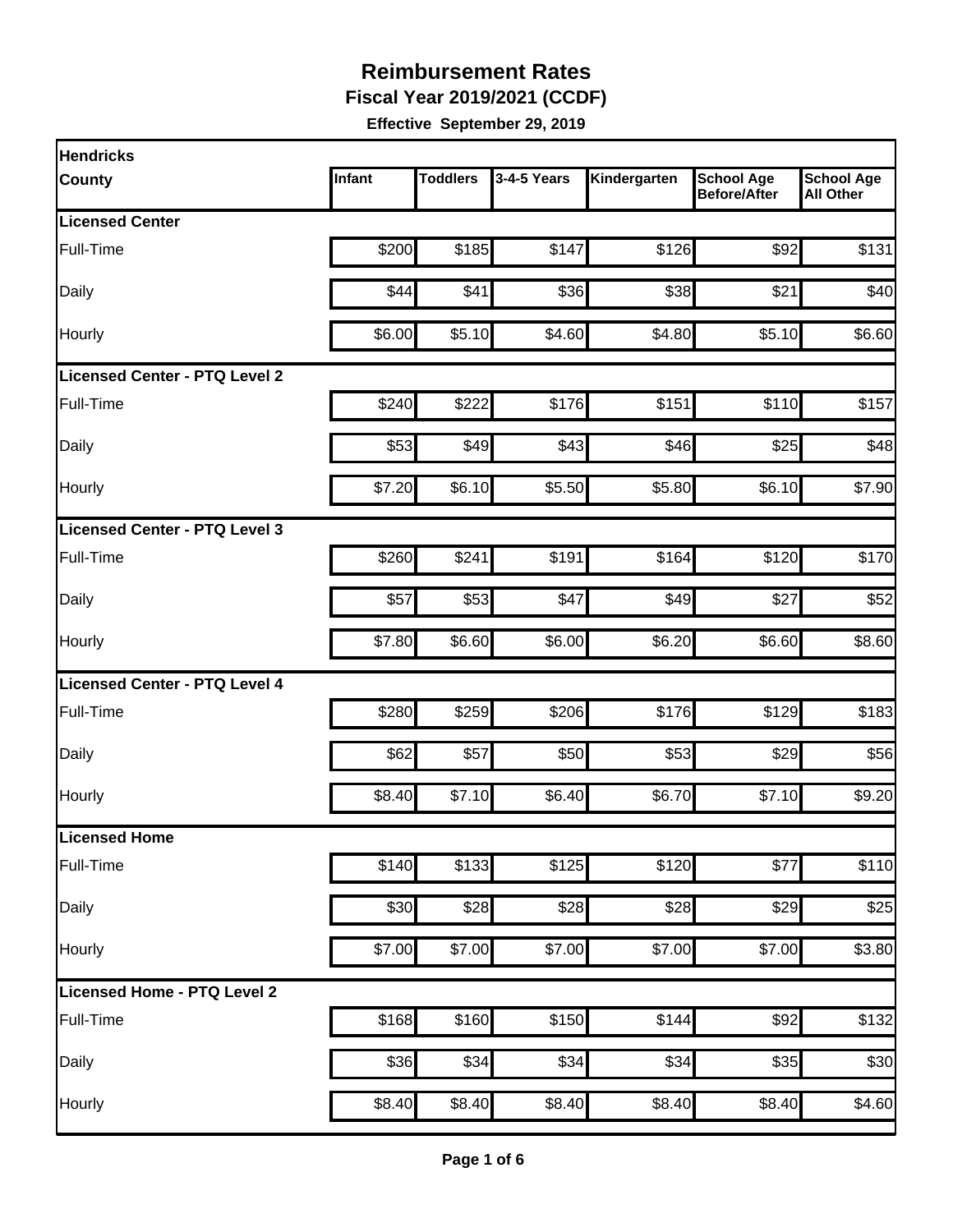# Reimbursement Rates

**Fiscal Year 2019/2021 (CCDF)**

**Effective September 29, 2019**

| Hendricks County | Infant | Toddlers | 3-4-5 Years | Kindergarten | School Age Before/After | School Age All Other |
|---|---|---|---|---|---|---|
| **Licensed Center** | | | | | | |
| Full-Time | $200 | $185 | $147 | $126 | $92 | $131 |
| Daily | $44 | $41 | $36 | $38 | $21 | $40 |
| Hourly | $6.00 | $5.10 | $4.60 | $4.80 | $5.10 | $6.60 |
| **Licensed Center - PTQ Level 2** | | | | | | |
| Full-Time | $240 | $222 | $176 | $151 | $110 | $157 |
| Daily | $53 | $49 | $43 | $46 | $25 | $48 |
| Hourly | $7.20 | $6.10 | $5.50 | $5.80 | $6.10 | $7.90 |
| **Licensed Center - PTQ Level 3** | | | | | | |
| Full-Time | $260 | $241 | $191 | $164 | $120 | $170 |
| Daily | $57 | $53 | $47 | $49 | $27 | $52 |
| Hourly | $7.80 | $6.60 | $6.00 | $6.20 | $6.60 | $8.60 |
| **Licensed Center - PTQ Level 4** | | | | | | |
| Full-Time | $280 | $259 | $206 | $176 | $129 | $183 |
| Daily | $62 | $57 | $50 | $53 | $29 | $56 |
| Hourly | $8.40 | $7.10 | $6.40 | $6.70 | $7.10 | $9.20 |
| **Licensed Home** | | | | | | |
| Full-Time | $140 | $133 | $125 | $120 | $77 | $110 |
| Daily | $30 | $28 | $28 | $28 | $29 | $25 |
| Hourly | $7.00 | $7.00 | $7.00 | $7.00 | $7.00 | $3.80 |
| **Licensed Home - PTQ Level 2** | | | | | | |
| Full-Time | $168 | $160 | $150 | $144 | $92 | $132 |
| Daily | $36 | $34 | $34 | $34 | $35 | $30 |
| Hourly | $8.40 | $8.40 | $8.40 | $8.40 | $8.40 | $4.60 |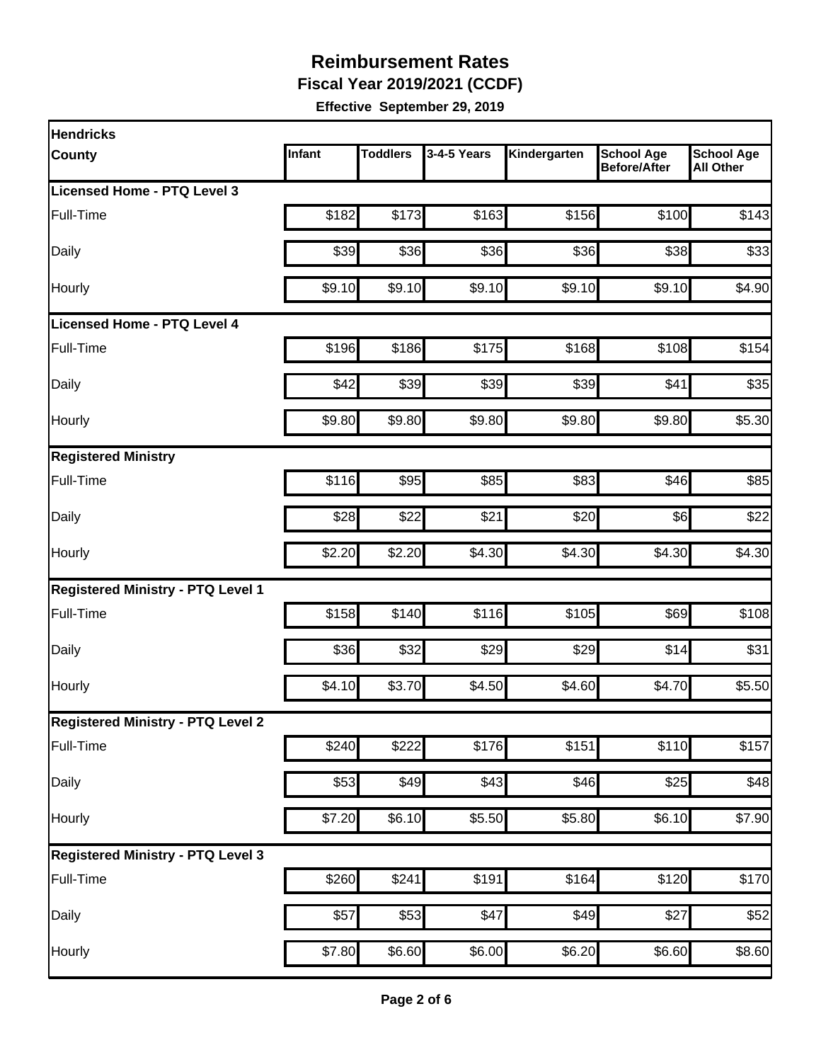# Reimbursement Rates

**Fiscal Year 2019/2021 (CCDF)**

**Effective September 29, 2019**

| Hendricks County | Infant | Toddlers | 3-4-5 Years | Kindergarten | School Age Before/After | School Age All Other |
|---|---|---|---|---|---|---|
| **Licensed Home - PTQ Level 3** | | | | | | |
| Full-Time | $182 | $173 | $163 | $156 | $100 | $143 |
| Daily | $39 | $36 | $36 | $36 | $38 | $33 |
| Hourly | $9.10 | $9.10 | $9.10 | $9.10 | $9.10 | $4.90 |
| **Licensed Home - PTQ Level 4** | | | | | | |
| Full-Time | $196 | $186 | $175 | $168 | $108 | $154 |
| Daily | $42 | $39 | $39 | $39 | $41 | $35 |
| Hourly | $9.80 | $9.80 | $9.80 | $9.80 | $9.80 | $5.30 |
| **Registered Ministry** | | | | | | |
| Full-Time | $116 | $95 | $85 | $83 | $46 | $85 |
| Daily | $28 | $22 | $21 | $20 | $6 | $22 |
| Hourly | $2.20 | $2.20 | $4.30 | $4.30 | $4.30 | $4.30 |
| **Registered Ministry - PTQ Level 1** | | | | | | |
| Full-Time | $158 | $140 | $116 | $105 | $69 | $108 |
| Daily | $36 | $32 | $29 | $29 | $14 | $31 |
| Hourly | $4.10 | $3.70 | $4.50 | $4.60 | $4.70 | $5.50 |
| **Registered Ministry - PTQ Level 2** | | | | | | |
| Full-Time | $240 | $222 | $176 | $151 | $110 | $157 |
| Daily | $53 | $49 | $43 | $46 | $25 | $48 |
| Hourly | $7.20 | $6.10 | $5.50 | $5.80 | $6.10 | $7.90 |
| **Registered Ministry - PTQ Level 3** | | | | | | |
| Full-Time | $260 | $241 | $191 | $164 | $120 | $170 |
| Daily | $57 | $53 | $47 | $49 | $27 | $52 |
| Hourly | $7.80 | $6.60 | $6.00 | $6.20 | $6.60 | $8.60 |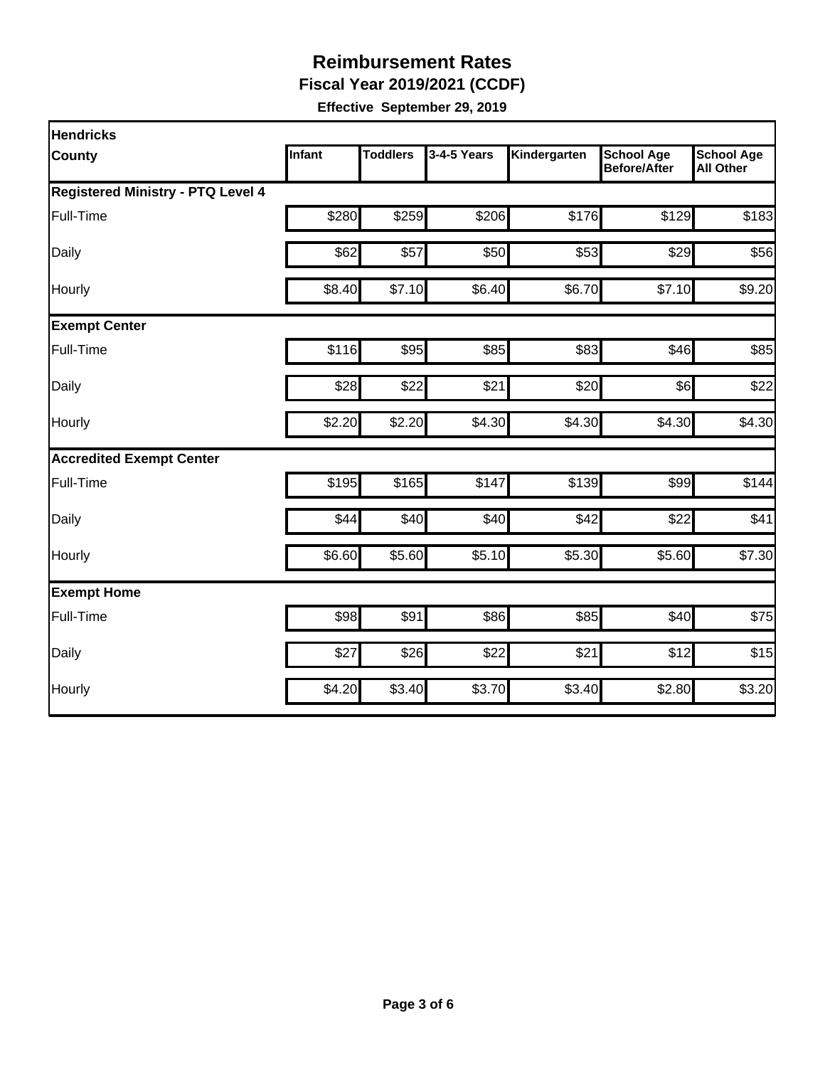# Reimbursement Rates

## Fiscal Year 2019/2021 (CCDF)

**Effective September 29, 2019**

| Hendricks County | Infant | Toddlers | 3-4-5 Years | Kindergarten | School Age Before/After | School Age All Other |
|---|---|---|---|---|---|---|
| **Registered Ministry - PTQ Level 4** | | | | | | |
| Full-Time | $280 | $259 | $206 | $176 | $129 | $183 |
| Daily | $62 | $57 | $50 | $53 | $29 | $56 |
| Hourly | $8.40 | $7.10 | $6.40 | $6.70 | $7.10 | $9.20 |
| **Exempt Center** | | | | | | |
| Full-Time | $116 | $95 | $85 | $83 | $46 | $85 |
| Daily | $28 | $22 | $21 | $20 | $6 | $22 |
| Hourly | $2.20 | $2.20 | $4.30 | $4.30 | $4.30 | $4.30 |
| **Accredited Exempt Center** | | | | | | |
| Full-Time | $195 | $165 | $147 | $139 | $99 | $144 |
| Daily | $44 | $40 | $40 | $42 | $22 | $41 |
| Hourly | $6.60 | $5.60 | $5.10 | $5.30 | $5.60 | $7.30 |
| **Exempt Home** | | | | | | |
| Full-Time | $98 | $91 | $86 | $85 | $40 | $75 |
| Daily | $27 | $26 | $22 | $21 | $12 | $15 |
| Hourly | $4.20 | $3.40 | $3.70 | $3.40 | $2.80 | $3.20 |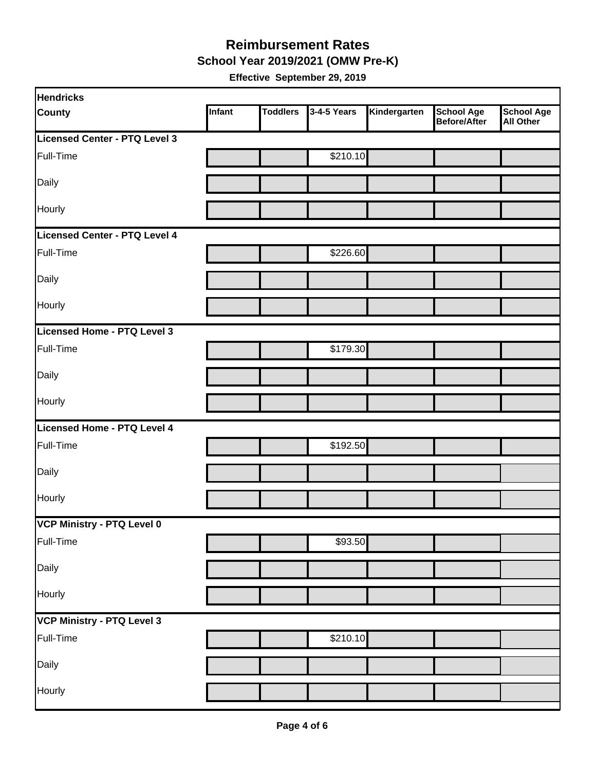# Reimbursement Rates

## School Year 2019/2021 (OMW Pre-K)

**Effective September 29, 2019**

| Hendricks County | Infant | Toddlers | 3-4-5 Years | Kindergarten | School Age Before/After | School Age All Other |
|---|---|---|---|---|---|---|
| **Licensed Center - PTQ Level 3** | | | | | | |
| Full-Time | | | $210.10 | | | |
| Daily | | | | | | |
| Hourly | | | | | | |
| **Licensed Center - PTQ Level 4** | | | | | | |
| Full-Time | | | $226.60 | | | |
| Daily | | | | | | |
| Hourly | | | | | | |
| **Licensed Home - PTQ Level 3** | | | | | | |
| Full-Time | | | $179.30 | | | |
| Daily | | | | | | |
| Hourly | | | | | | |
| **Licensed Home - PTQ Level 4** | | | | | | |
| Full-Time | | | $192.50 | | | |
| Daily | | | | | | |
| Hourly | | | | | | |
| **VCP Ministry - PTQ Level 0** | | | | | | |
| Full-Time | | | $93.50 | | | |
| Daily | | | | | | |
| Hourly | | | | | | |
| **VCP Ministry - PTQ Level 3** | | | | | | |
| Full-Time | | | $210.10 | | | |
| Daily | | | | | | |
| Hourly | | | | | | |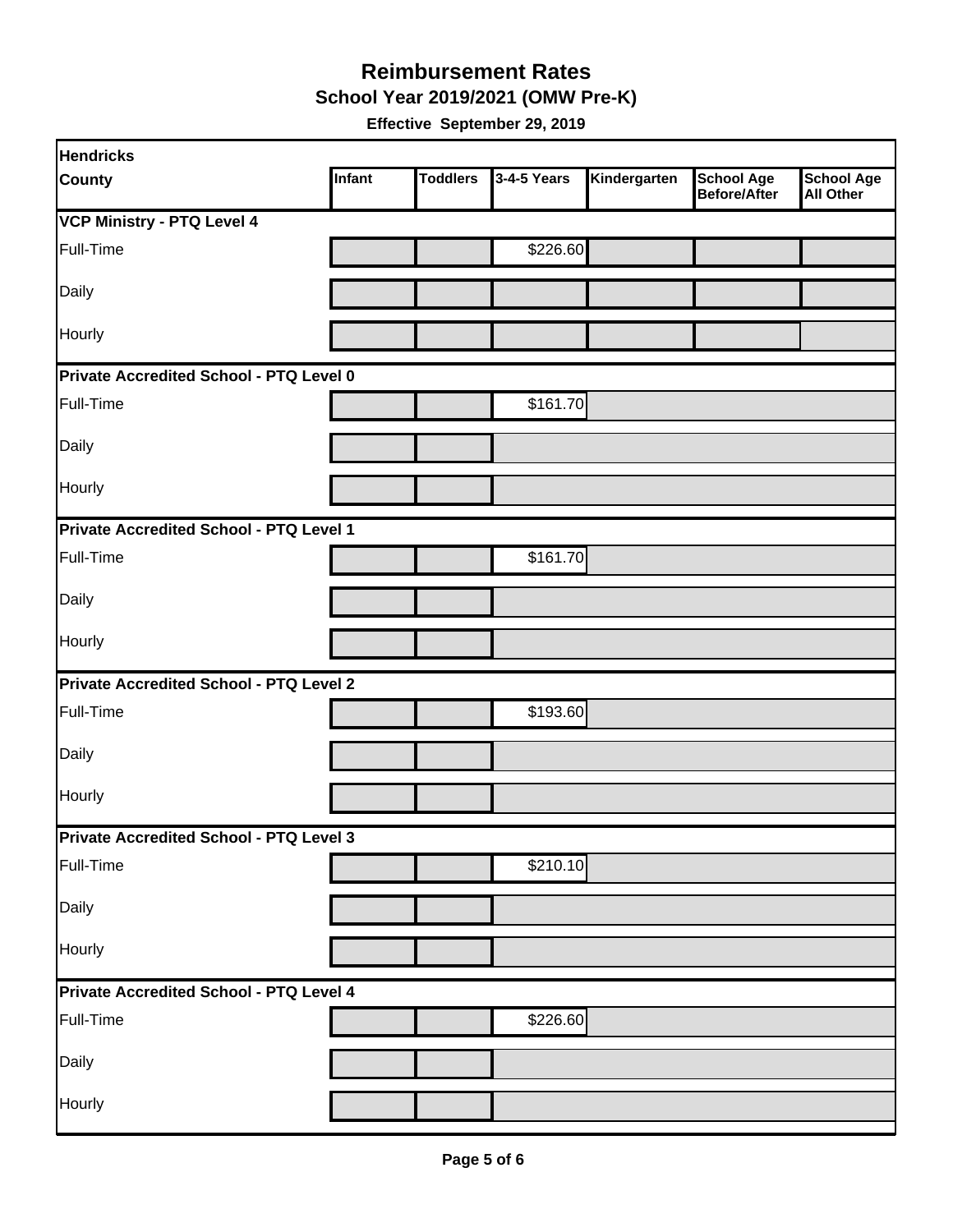# Reimbursement Rates

## School Year 2019/2021 (OMW Pre-K)

**Effective September 29, 2019**

| Hendricks County | Infant | Toddlers | 3-4-5 Years | Kindergarten | School Age Before/After | School Age All Other |
|---|---|---|---|---|---|---|
| **VCP Ministry - PTQ Level 4** | | | | | | |
| Full-Time | | | $226.60 | | | |
| Daily | | | | | | |
| Hourly | | | | | | |
| **Private Accredited School - PTQ Level 0** | | | | | | |
| Full-Time | | | $161.70 | | | |
| Daily | | | | | | |
| Hourly | | | | | | |
| **Private Accredited School - PTQ Level 1** | | | | | | |
| Full-Time | | | $161.70 | | | |
| Daily | | | | | | |
| Hourly | | | | | | |
| **Private Accredited School - PTQ Level 2** | | | | | | |
| Full-Time | | | $193.60 | | | |
| Daily | | | | | | |
| Hourly | | | | | | |
| **Private Accredited School - PTQ Level 3** | | | | | | |
| Full-Time | | | $210.10 | | | |
| Daily | | | | | | |
| Hourly | | | | | | |
| **Private Accredited School - PTQ Level 4** | | | | | | |
| Full-Time | | | $226.60 | | | |
| Daily | | | | | | |
| Hourly | | | | | | |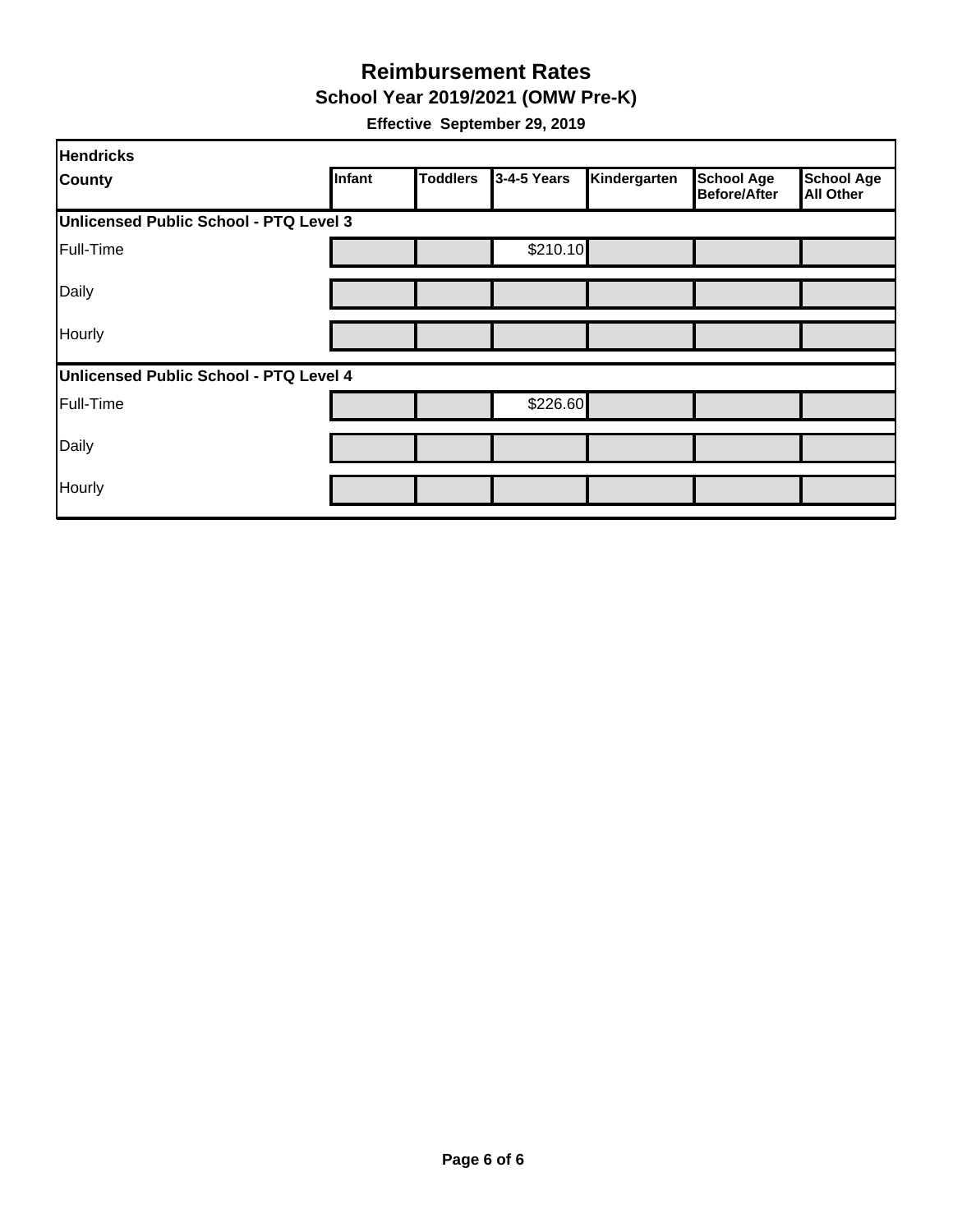# Reimbursement Rates

## School Year 2019/2021 (OMW Pre-K)

**Effective September 29, 2019**

| Hendricks County | Infant | Toddlers | 3-4-5 Years | Kindergarten | School Age Before/After | School Age All Other |
|---|---|---|---|---|---|---|
| **Unlicensed Public School - PTQ Level 3** | | | | | | |
| Full-Time | | | $210.10 | | | |
| Daily | | | | | | |
| Hourly | | | | | | |
| **Unlicensed Public School - PTQ Level 4** | | | | | | |
| Full-Time | | | $226.60 | | | |
| Daily | | | | | | |
| Hourly | | | | | | |